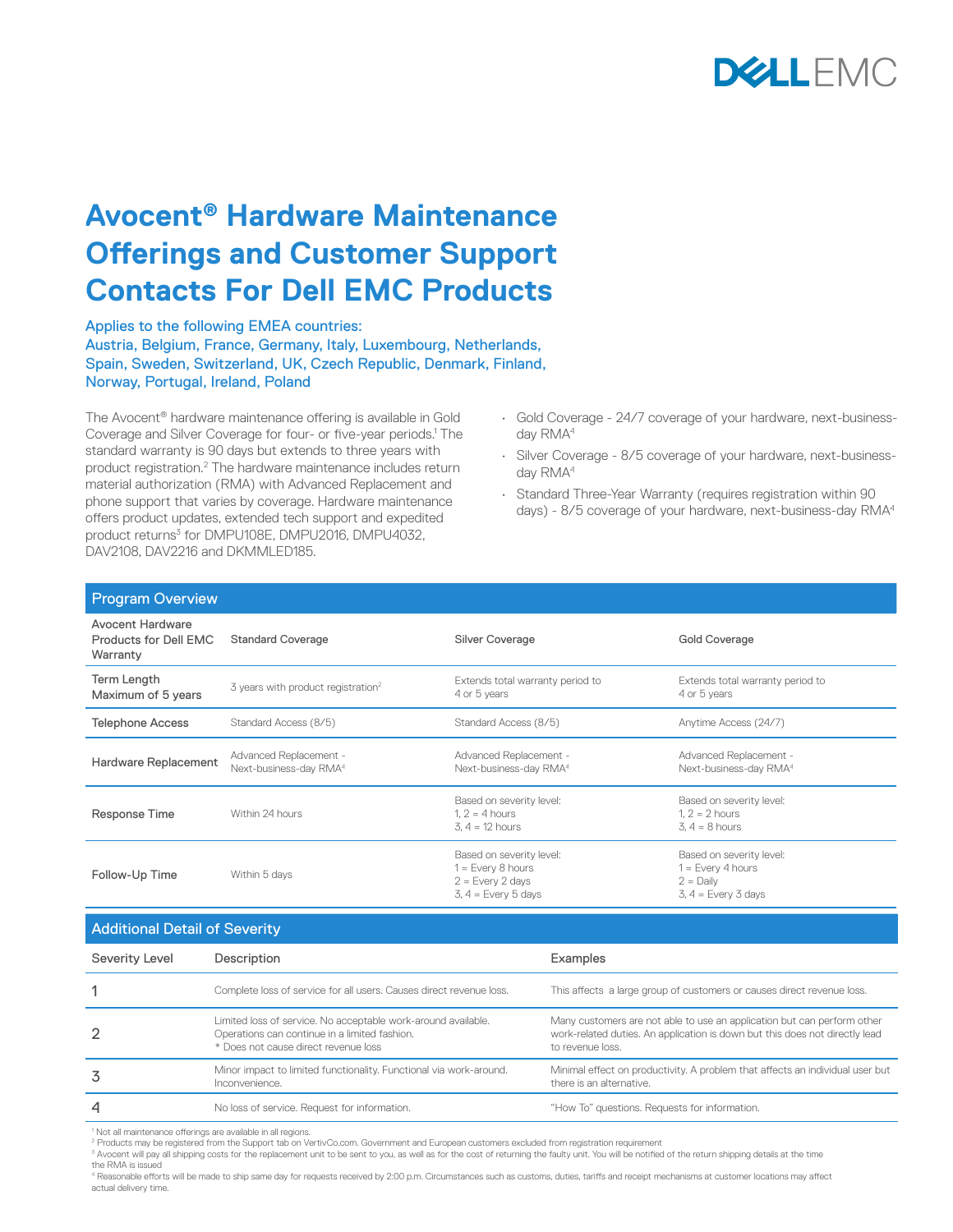# Avocent® Hardware Maintenance Offerings and Customer Support Contacts For Dell EMC Products

**Applies to the following EMEA countries:**
**Austria, Belgium, France, Germany, Italy, Luxembourg, Netherlands, Spain, Sweden, Switzerland, UK, Czech Republic, Denmark, Finland, Norway, Portugal, Ireland, Poland**

The Avocent® hardware maintenance offering is available in Gold Coverage and Silver Coverage for four- or five-year periods.[1] The standard warranty is 90 days but extends to three years with product registration.[2] The hardware maintenance includes return material authorization (RMA) with Advanced Replacement and phone support that varies by coverage. Hardware maintenance offers product updates, extended tech support and expedited product returns[3] for DMPU108E, DMPU2016, DMPU4032, DAV2108, DAV2216 and DKMMLED185.

- Gold Coverage - 24/7 coverage of your hardware, next-business-day RMA[4]
- Silver Coverage - 8/5 coverage of your hardware, next-business-day RMA[4]
- Standard Three-Year Warranty (requires registration within 90 days) - 8/5 coverage of your hardware, next-business-day RMA[4]

## Program Overview

| Avocent Hardware Products for Dell EMC Warranty | Standard Coverage | Silver Coverage | Gold Coverage |
|---|---|---|---|
| Term Length Maximum of 5 years | 3 years with product registration[2] | Extends total warranty period to 4 or 5 years | Extends total warranty period to 4 or 5 years |
| Telephone Access | Standard Access (8/5) | Standard Access (8/5) | Anytime Access (24/7) |
| Hardware Replacement | Advanced Replacement - Next-business-day RMA[4] | Advanced Replacement - Next-business-day RMA[4] | Advanced Replacement - Next-business-day RMA[4] |
| Response Time | Within 24 hours | Based on severity level:<br>1, 2 = 4 hours<br>3, 4 = 12 hours | Based on severity level:<br>1, 2 = 2 hours<br>3, 4 = 8 hours |
| Follow-Up Time | Within 5 days | Based on severity level:<br>1 = Every 8 hours<br>2 = Every 2 days<br>3, 4 = Every 5 days | Based on severity level:<br>1 = Every 4 hours<br>2 = Daily<br>3, 4 = Every 3 days |

## Additional Detail of Severity

| Severity Level | Description | Examples |
|---|---|---|
| 1 | Complete loss of service for all users. Causes direct revenue loss. | This affects a large group of customers or causes direct revenue loss. |
| 2 | Limited loss of service. No acceptable work-around available. Operations can continue in a limited fashion.<br>* Does not cause direct revenue loss | Many customers are not able to use an application but can perform other work-related duties. An application is down but this does not directly lead to revenue loss. |
| 3 | Minor impact to limited functionality. Functional via work-around. Inconvenience. | Minimal effect on productivity. A problem that affects an individual user but there is an alternative. |
| 4 | No loss of service. Request for information. | "How To" questions. Requests for information. |

[1] Not all maintenance offerings are available in all regions.
[2] Products may be registered from the Support tab on VertivCo.com. Government and European customers excluded from registration requirement
[3] Avocent will pay all shipping costs for the replacement unit to be sent to you, as well as for the cost of returning the faulty unit. You will be notified of the return shipping details at the time the RMA is issued
[4] Reasonable efforts will be made to ship same day for requests received by 2:00 p.m. Circumstances such as customs, duties, tariffs and receipt mechanisms at customer locations may affect actual delivery time.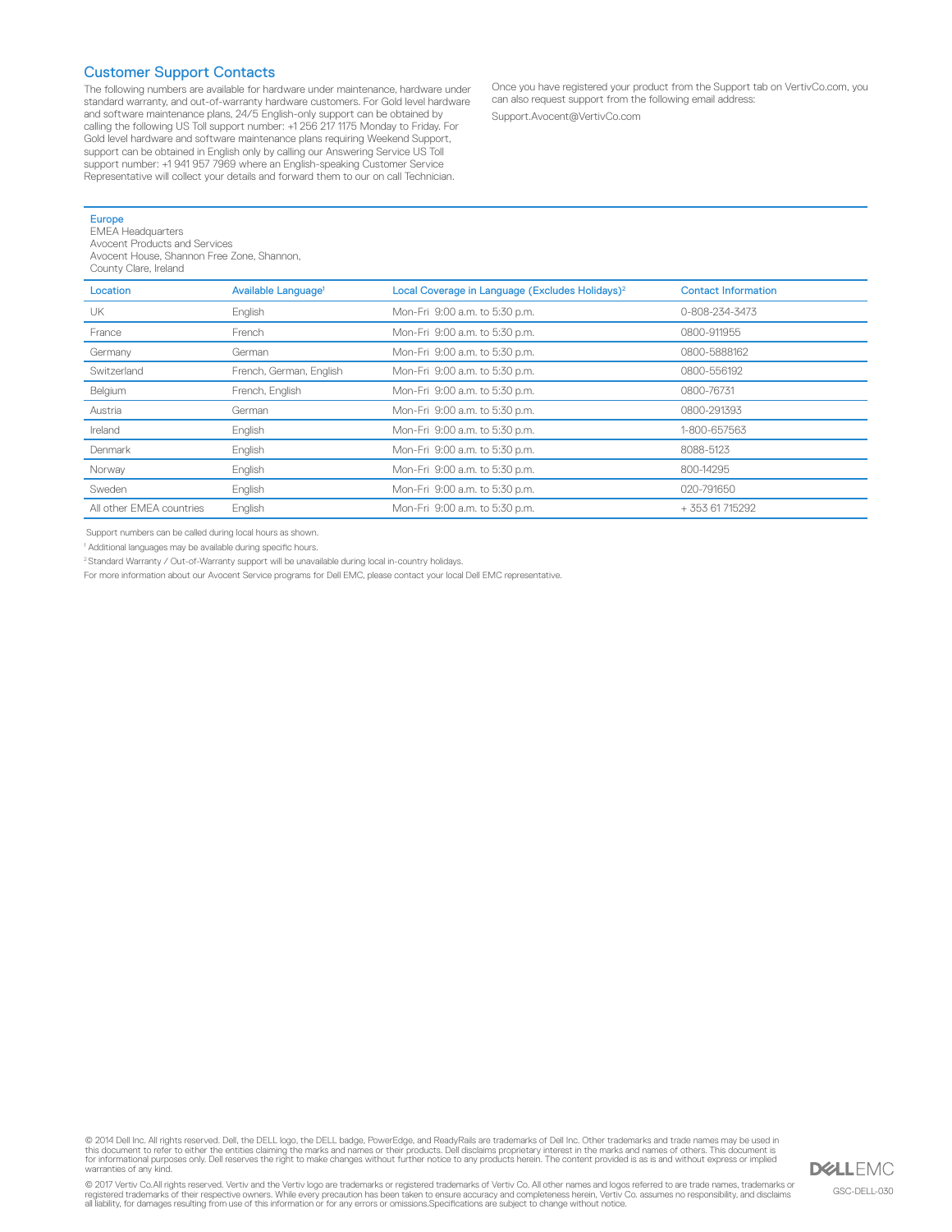## Customer Support Contacts

The following numbers are available for hardware under maintenance, hardware under standard warranty, and out-of-warranty hardware customers. For Gold level hardware and software maintenance plans, 24/5 English-only support can be obtained by calling the following US Toll support number: +1 256 217 1175 Monday to Friday. For Gold level hardware and software maintenance plans requiring Weekend Support, support can be obtained in English only by calling our Answering Service US Toll support number: +1 941 957 7969 where an English-speaking Customer Service Representative will collect your details and forward them to our on call Technician.

Once you have registered your product from the Support tab on VertivCo.com, you can also request support from the following email address:

Support.Avocent@VertivCo.com

**Europe**
EMEA Headquarters
Avocent Products and Services
Avocent House, Shannon Free Zone, Shannon,
County Clare, Ireland

| Location | Available Language[1] | Local Coverage in Language (Excludes Holidays)[2] | Contact Information |
|---|---|---|---|
| UK | English | Mon-Fri 9:00 a.m. to 5:30 p.m. | 0-808-234-3473 |
| France | French | Mon-Fri 9:00 a.m. to 5:30 p.m. | 0800-911955 |
| Germany | German | Mon-Fri 9:00 a.m. to 5:30 p.m. | 0800-5888162 |
| Switzerland | French, German, English | Mon-Fri 9:00 a.m. to 5:30 p.m. | 0800-556192 |
| Belgium | French, English | Mon-Fri 9:00 a.m. to 5:30 p.m. | 0800-76731 |
| Austria | German | Mon-Fri 9:00 a.m. to 5:30 p.m. | 0800-291393 |
| Ireland | English | Mon-Fri 9:00 a.m. to 5:30 p.m. | 1-800-657563 |
| Denmark | English | Mon-Fri 9:00 a.m. to 5:30 p.m. | 8088-5123 |
| Norway | English | Mon-Fri 9:00 a.m. to 5:30 p.m. | 800-14295 |
| Sweden | English | Mon-Fri 9:00 a.m. to 5:30 p.m. | 020-791650 |
| All other EMEA countries | English | Mon-Fri 9:00 a.m. to 5:30 p.m. | + 353 61 715292 |

Support numbers can be called during local hours as shown.

[1] Additional languages may be available during specific hours.

[2] Standard Warranty / Out-of-Warranty support will be unavailable during local in-country holidays.

For more information about our Avocent Service programs for Dell EMC, please contact your local Dell EMC representative.

© 2014 Dell Inc. All rights reserved. Dell, the DELL logo, the DELL badge, PowerEdge, and ReadyRails are trademarks of Dell Inc. Other trademarks and trade names may be used in this document to refer to either the entities claiming the marks and names or their products. Dell disclaims proprietary interest in the marks and names of others. This document is for informational purposes only. Dell reserves the right to make changes without further notice to any products herein. The content provided is as is and without express or implied warranties of any kind.

© 2017 Vertiv Co.All rights reserved. Vertiv and the Vertiv logo are trademarks or registered trademarks of Vertiv Co. All other names and logos referred to are trade names, trademarks or registered trademarks of their respective owners. While every precaution has been taken to ensure accuracy and completeness herein, Vertiv Co. assumes no responsibility, and disclaims all liability, for damages resulting from use of this information or for any errors or omissions.Specifications are subject to change without notice.

DELL EMC

GSC-DELL-030